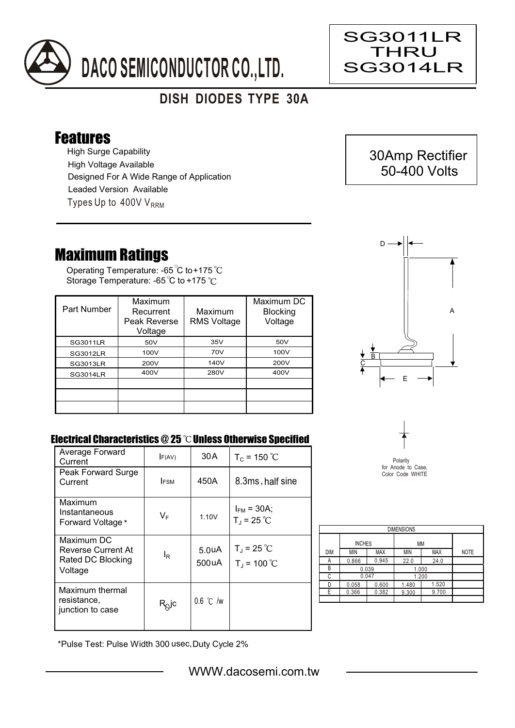# DACO SEMICONDUCTOR CO.,LTD.

SG3011LR THRU SG3014LR

## DISH DIODES TYPE 30A

## Features

- High Surge Capability
- High Voltage Available
- Designed For A Wide Range of Application
- Leaded Version Available
- Types Up to 400V $V_{RRM}$

30Amp Rectifier
50-400 Volts

## Maximum Ratings

Operating Temperature: -65°C to +175°C
Storage Temperature: -65°C to +175°C

| Part Number | Maximum Recurrent Peak Reverse Voltage | Maximum RMS Voltage | Maximum DC Blocking Voltage |
|---|---|---|---|
| SG3011LR | 50V | 35V | 50V |
| SG3012LR | 100V | 70V | 100V |
| SG3013LR | 200V | 140V | 200V |
| SG3014LR | 400V | 280V | 400V |
| | | | |
| | | | |
| | | | |

## Electrical Characteristics @ 25°C Unless Otherwise Specified

| | | | |
|---|---|---|---|
| Average Forward Current | $I_{F(AV)}$ | 30A | $T_C$ = 150°C |
| Peak Forward Surge Current | $I_{FSM}$ | 450A | 8.3ms, half sine |
| Maximum Instantaneous Forward Voltage* | $V_F$ | 1.10V | $I_{FM}$ = 30A; $T_J$ = 25°C |
| Maximum DC Reverse Current At Rated DC Blocking Voltage | $I_R$ | 5.0uA<br>500uA | $T_J$ = 25°C<br>$T_J$ = 100°C |
| Maximum thermal resistance, junction to case | $R_{\theta}jc$ | 0.6 °C /w | |

*Pulse Test: Pulse Width 300 usec, Duty Cycle 2%

Polarity for Anode to Case, Color Code WHITE

| DIMENSIONS | | | | | |
|---|---|---|---|---|---|
| | INCHES | | MM | | |
| DIM | MIN | MAX | MIN | MAX | NOTE |
| A | 0.866 | 0.945 | 22.0 | 24.0 | |
| B | 0.039 | | 1.000 | | |
| C | 0.047 | | 1.200 | | |
| D | 0.058 | 0.600 | 1.480 | 1.520 | |
| E | 0.366 | 0.382 | 9.300 | 9.700 | |

WWW.dacosemi.com.tw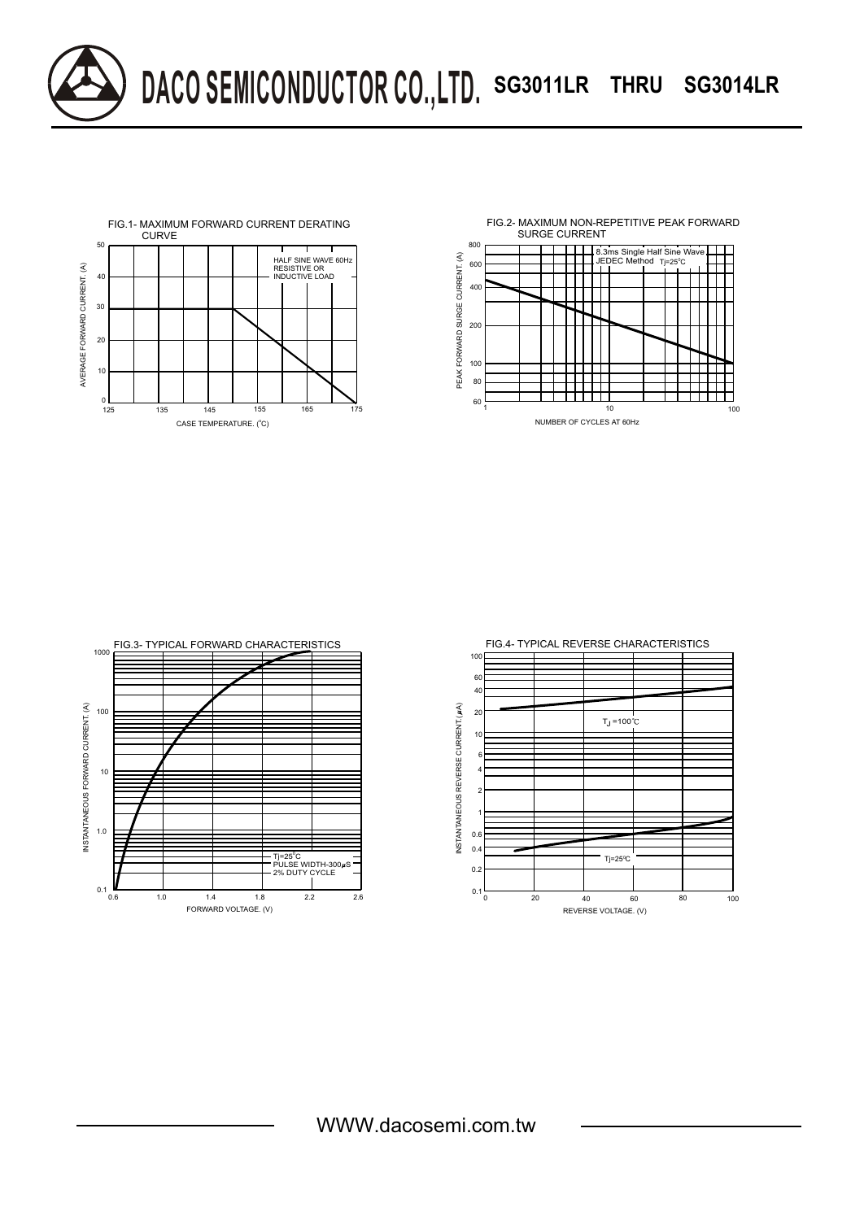FIG.1- MAXIMUM FORWARD CURRENT DERATING CURVE

AVERAGE FORWARD CURRENT. (A)

50
40
30
20
10
0

125 135 145 155 165 175

CASE TEMPERATURE. (°C)

HALF SINE WAVE 60Hz
RESISTIVE OR
INDUCTIVE LOAD

FIG.2- MAXIMUM NON-REPETITIVE PEAK FORWARD SURGE CURRENT

PEAK FORWARD SURGE CURRENT. (A)

800
600
400
200
100
80
60

1 10 100

NUMBER OF CYCLES AT 60Hz

8.3ms Single Half Sine Wave
JEDEC Method Tj=25°C

FIG.3- TYPICAL FORWARD CHARACTERISTICS

INSTANTANEOUS FORWARD CURRENT. (A)

1000
100
10
1.0
0.1

0.6 1.0 1.4 1.8 2.2 2.6

FORWARD VOLTAGE. (V)

Tj=25°C
PULSE WIDTH-300μS
2% DUTY CYCLE

FIG.4- TYPICAL REVERSE CHARACTERISTICS

INSTANTANEOUS REVERSE CURRENT.(μA)

100
60
40
20
10
6
4
2
1
0.6
0.4
0.2
0.1

0 20 40 60 80 100

REVERSE VOLTAGE. (V)

$T_J$=100℃

Tj=25°C

WWW.dacosemi.com.tw